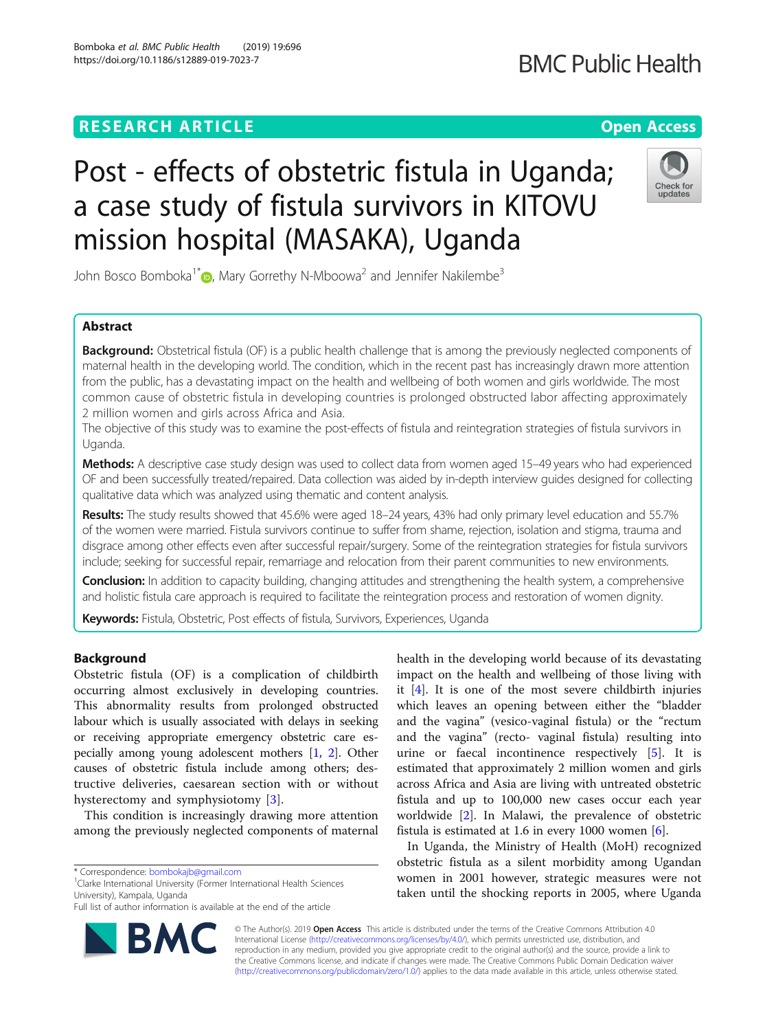# Post - effects of obstetric fistula in Uganda; a case study of fistula survivors in KITOVU mission hospital (MASAKA), Uganda

John Bosco Bomboka[1*], Mary Gorrethy N-Mboowa[2] and Jennifer Nakilembe[3]

## Abstract

**Background:** Obstetrical fistula (OF) is a public health challenge that is among the previously neglected components of maternal health in the developing world. The condition, which in the recent past has increasingly drawn more attention from the public, has a devastating impact on the health and wellbeing of both women and girls worldwide. The most common cause of obstetric fistula in developing countries is prolonged obstructed labor affecting approximately 2 million women and girls across Africa and Asia.

The objective of this study was to examine the post-effects of fistula and reintegration strategies of fistula survivors in Uganda.

**Methods:** A descriptive case study design was used to collect data from women aged 15–49 years who had experienced OF and been successfully treated/repaired. Data collection was aided by in-depth interview guides designed for collecting qualitative data which was analyzed using thematic and content analysis.

**Results:** The study results showed that 45.6% were aged 18–24 years, 43% had only primary level education and 55.7% of the women were married. Fistula survivors continue to suffer from shame, rejection, isolation and stigma, trauma and disgrace among other effects even after successful repair/surgery. Some of the reintegration strategies for fistula survivors include; seeking for successful repair, remarriage and relocation from their parent communities to new environments.

**Conclusion:** In addition to capacity building, changing attitudes and strengthening the health system, a comprehensive and holistic fistula care approach is required to facilitate the reintegration process and restoration of women dignity.

**Keywords:** Fistula, Obstetric, Post effects of fistula, Survivors, Experiences, Uganda

## Background

Obstetric fistula (OF) is a complication of childbirth occurring almost exclusively in developing countries. This abnormality results from prolonged obstructed labour which is usually associated with delays in seeking or receiving appropriate emergency obstetric care especially among young adolescent mothers [1, 2]. Other causes of obstetric fistula include among others; destructive deliveries, caesarean section with or without hysterectomy and symphysiotomy [3].

This condition is increasingly drawing more attention among the previously neglected components of maternal health in the developing world because of its devastating impact on the health and wellbeing of those living with it [4]. It is one of the most severe childbirth injuries which leaves an opening between either the "bladder and the vagina" (vesico-vaginal fistula) or the "rectum and the vagina" (recto- vaginal fistula) resulting into urine or faecal incontinence respectively [5]. It is estimated that approximately 2 million women and girls across Africa and Asia are living with untreated obstetric fistula and up to 100,000 new cases occur each year worldwide [2]. In Malawi, the prevalence of obstetric fistula is estimated at 1.6 in every 1000 women [6].

In Uganda, the Ministry of Health (MoH) recognized obstetric fistula as a silent morbidity among Ugandan women in 2001 however, strategic measures were not taken until the shocking reports in 2005, where Uganda

\* Correspondence: bombokajb@gmail.com

[1]Clarke International University (Former International Health Sciences University), Kampala, Uganda

Full list of author information is available at the end of the article

© The Author(s). 2019 **Open Access** This article is distributed under the terms of the Creative Commons Attribution 4.0 International License (http://creativecommons.org/licenses/by/4.0/), which permits unrestricted use, distribution, and reproduction in any medium, provided you give appropriate credit to the original author(s) and the source, provide a link to the Creative Commons license, and indicate if changes were made. The Creative Commons Public Domain Dedication waiver (http://creativecommons.org/publicdomain/zero/1.0/) applies to the data made available in this article, unless otherwise stated.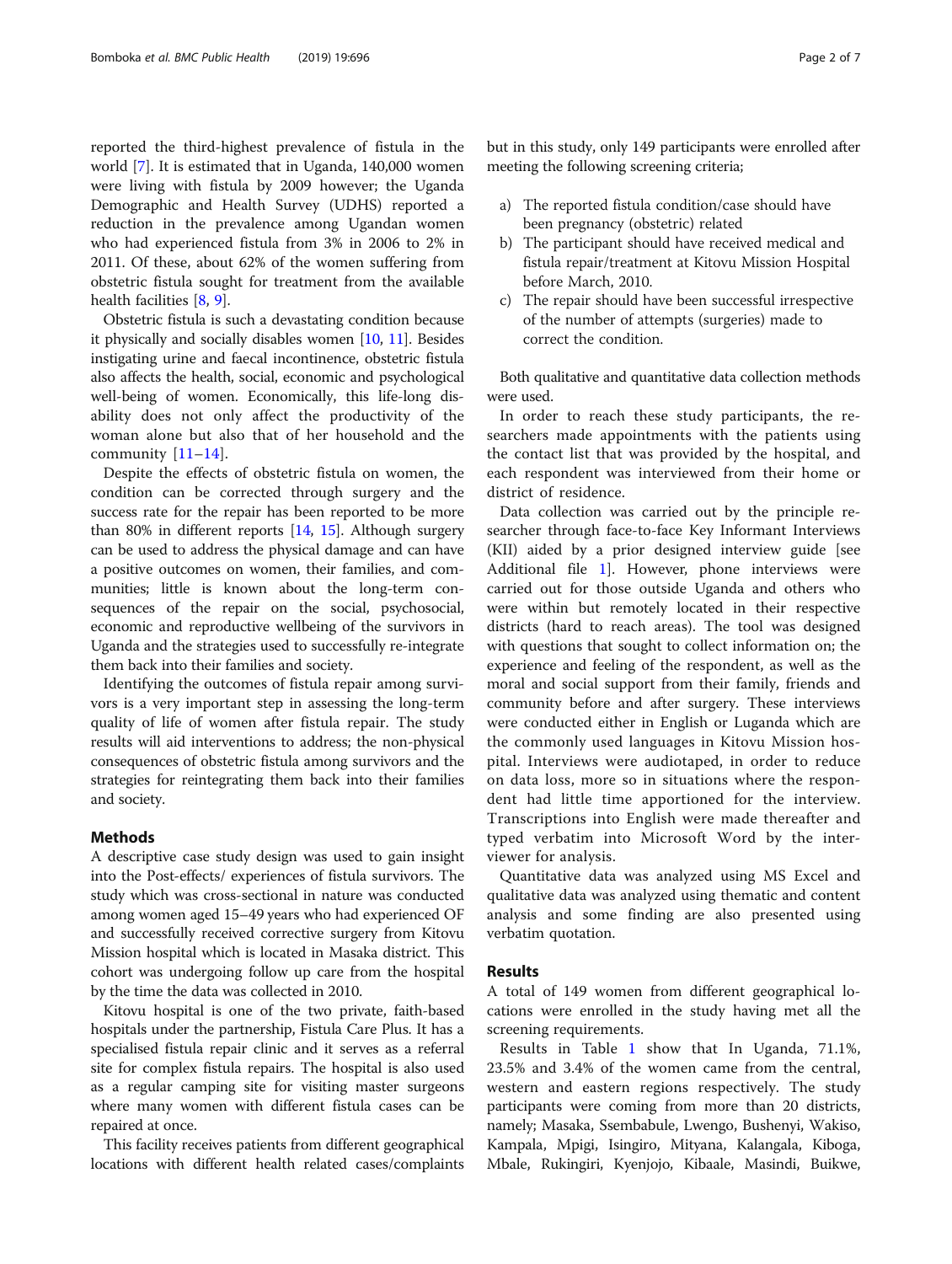reported the third-highest prevalence of fistula in the world [7]. It is estimated that in Uganda, 140,000 women were living with fistula by 2009 however; the Uganda Demographic and Health Survey (UDHS) reported a reduction in the prevalence among Ugandan women who had experienced fistula from 3% in 2006 to 2% in 2011. Of these, about 62% of the women suffering from obstetric fistula sought for treatment from the available health facilities [8, 9].

Obstetric fistula is such a devastating condition because it physically and socially disables women [10, 11]. Besides instigating urine and faecal incontinence, obstetric fistula also affects the health, social, economic and psychological well-being of women. Economically, this life-long disability does not only affect the productivity of the woman alone but also that of her household and the community [11–14].

Despite the effects of obstetric fistula on women, the condition can be corrected through surgery and the success rate for the repair has been reported to be more than 80% in different reports [14, 15]. Although surgery can be used to address the physical damage and can have a positive outcomes on women, their families, and communities; little is known about the long-term consequences of the repair on the social, psychosocial, economic and reproductive wellbeing of the survivors in Uganda and the strategies used to successfully re-integrate them back into their families and society.

Identifying the outcomes of fistula repair among survivors is a very important step in assessing the long-term quality of life of women after fistula repair. The study results will aid interventions to address; the non-physical consequences of obstetric fistula among survivors and the strategies for reintegrating them back into their families and society.

## Methods

A descriptive case study design was used to gain insight into the Post-effects/ experiences of fistula survivors. The study which was cross-sectional in nature was conducted among women aged 15–49 years who had experienced OF and successfully received corrective surgery from Kitovu Mission hospital which is located in Masaka district. This cohort was undergoing follow up care from the hospital by the time the data was collected in 2010.

Kitovu hospital is one of the two private, faith-based hospitals under the partnership, Fistula Care Plus. It has a specialised fistula repair clinic and it serves as a referral site for complex fistula repairs. The hospital is also used as a regular camping site for visiting master surgeons where many women with different fistula cases can be repaired at once.

This facility receives patients from different geographical locations with different health related cases/complaints but in this study, only 149 participants were enrolled after meeting the following screening criteria;

a) The reported fistula condition/case should have been pregnancy (obstetric) related
b) The participant should have received medical and fistula repair/treatment at Kitovu Mission Hospital before March, 2010.
c) The repair should have been successful irrespective of the number of attempts (surgeries) made to correct the condition.

Both qualitative and quantitative data collection methods were used.

In order to reach these study participants, the researchers made appointments with the patients using the contact list that was provided by the hospital, and each respondent was interviewed from their home or district of residence.

Data collection was carried out by the principle researcher through face-to-face Key Informant Interviews (KII) aided by a prior designed interview guide [see Additional file 1]. However, phone interviews were carried out for those outside Uganda and others who were within but remotely located in their respective districts (hard to reach areas). The tool was designed with questions that sought to collect information on; the experience and feeling of the respondent, as well as the moral and social support from their family, friends and community before and after surgery. These interviews were conducted either in English or Luganda which are the commonly used languages in Kitovu Mission hospital. Interviews were audiotaped, in order to reduce on data loss, more so in situations where the respondent had little time apportioned for the interview. Transcriptions into English were made thereafter and typed verbatim into Microsoft Word by the interviewer for analysis.

Quantitative data was analyzed using MS Excel and qualitative data was analyzed using thematic and content analysis and some finding are also presented using verbatim quotation.

## Results

A total of 149 women from different geographical locations were enrolled in the study having met all the screening requirements.

Results in Table 1 show that In Uganda, 71.1%, 23.5% and 3.4% of the women came from the central, western and eastern regions respectively. The study participants were coming from more than 20 districts, namely; Masaka, Ssembabule, Lwengo, Bushenyi, Wakiso, Kampala, Mpigi, Isingiro, Mityana, Kalangala, Kiboga, Mbale, Rukingiri, Kyenjojo, Kibaale, Masindi, Buikwe,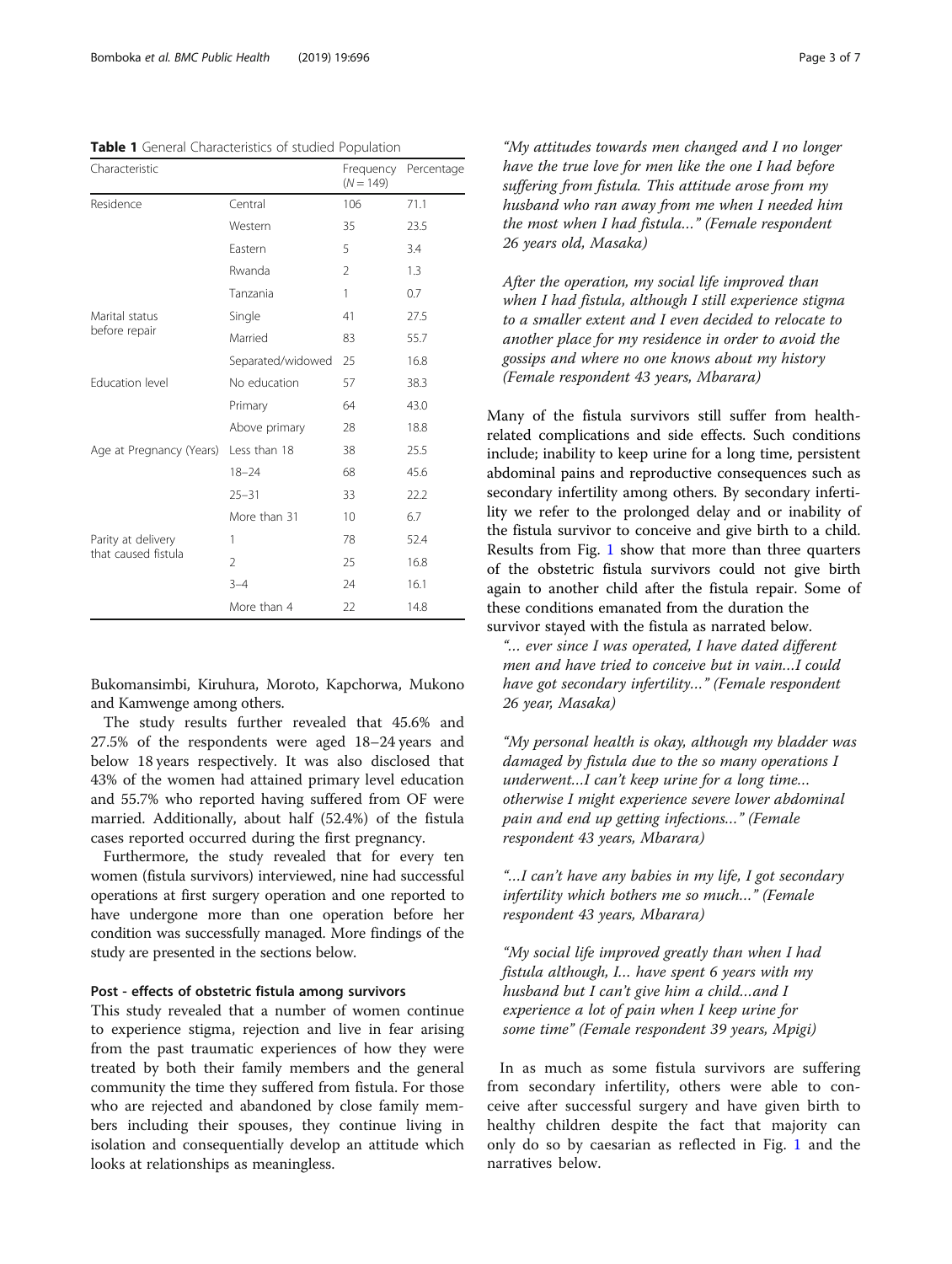**Table 1** General Characteristics of studied Population

| Characteristic | | Frequency (N = 149) | Percentage |
|---|---|---|---|
| Residence | Central | 106 | 71.1 |
| | Western | 35 | 23.5 |
| | Eastern | 5 | 3.4 |
| | Rwanda | 2 | 1.3 |
| | Tanzania | 1 | 0.7 |
| Marital status before repair | Single | 41 | 27.5 |
| | Married | 83 | 55.7 |
| | Separated/widowed | 25 | 16.8 |
| Education level | No education | 57 | 38.3 |
| | Primary | 64 | 43.0 |
| | Above primary | 28 | 18.8 |
| Age at Pregnancy (Years) | Less than 18 | 38 | 25.5 |
| | 18–24 | 68 | 45.6 |
| | 25–31 | 33 | 22.2 |
| | More than 31 | 10 | 6.7 |
| Parity at delivery that caused fistula | 1 | 78 | 52.4 |
| | 2 | 25 | 16.8 |
| | 3–4 | 24 | 16.1 |
| | More than 4 | 22 | 14.8 |

Bukomansimbi, Kiruhura, Moroto, Kapchorwa, Mukono and Kamwenge among others.

The study results further revealed that 45.6% and 27.5% of the respondents were aged 18–24 years and below 18 years respectively. It was also disclosed that 43% of the women had attained primary level education and 55.7% who reported having suffered from OF were married. Additionally, about half (52.4%) of the fistula cases reported occurred during the first pregnancy.

Furthermore, the study revealed that for every ten women (fistula survivors) interviewed, nine had successful operations at first surgery operation and one reported to have undergone more than one operation before her condition was successfully managed. More findings of the study are presented in the sections below.

### Post - effects of obstetric fistula among survivors

This study revealed that a number of women continue to experience stigma, rejection and live in fear arising from the past traumatic experiences of how they were treated by both their family members and the general community the time they suffered from fistula. For those who are rejected and abandoned by close family members including their spouses, they continue living in isolation and consequentially develop an attitude which looks at relationships as meaningless.

*"My attitudes towards men changed and I no longer have the true love for men like the one I had before suffering from fistula. This attitude arose from my husband who ran away from me when I needed him the most when I had fistula…" (Female respondent 26 years old, Masaka)*

*After the operation, my social life improved than when I had fistula, although I still experience stigma to a smaller extent and I even decided to relocate to another place for my residence in order to avoid the gossips and where no one knows about my history (Female respondent 43 years, Mbarara)*

Many of the fistula survivors still suffer from health-related complications and side effects. Such conditions include; inability to keep urine for a long time, persistent abdominal pains and reproductive consequences such as secondary infertility among others. By secondary infertility we refer to the prolonged delay and or inability of the fistula survivor to conceive and give birth to a child. Results from Fig. 1 show that more than three quarters of the obstetric fistula survivors could not give birth again to another child after the fistula repair. Some of these conditions emanated from the duration the survivor stayed with the fistula as narrated below.

*"… ever since I was operated, I have dated different men and have tried to conceive but in vain…I could have got secondary infertility…" (Female respondent 26 year, Masaka)*

*"My personal health is okay, although my bladder was damaged by fistula due to the so many operations I underwent…I can't keep urine for a long time… otherwise I might experience severe lower abdominal pain and end up getting infections…" (Female respondent 43 years, Mbarara)*

*"…I can't have any babies in my life, I got secondary infertility which bothers me so much…" (Female respondent 43 years, Mbarara)*

*"My social life improved greatly than when I had fistula although, I… have spent 6 years with my husband but I can't give him a child…and I experience a lot of pain when I keep urine for some time" (Female respondent 39 years, Mpigi)*

In as much as some fistula survivors are suffering from secondary infertility, others were able to conceive after successful surgery and have given birth to healthy children despite the fact that majority can only do so by caesarian as reflected in Fig. 1 and the narratives below.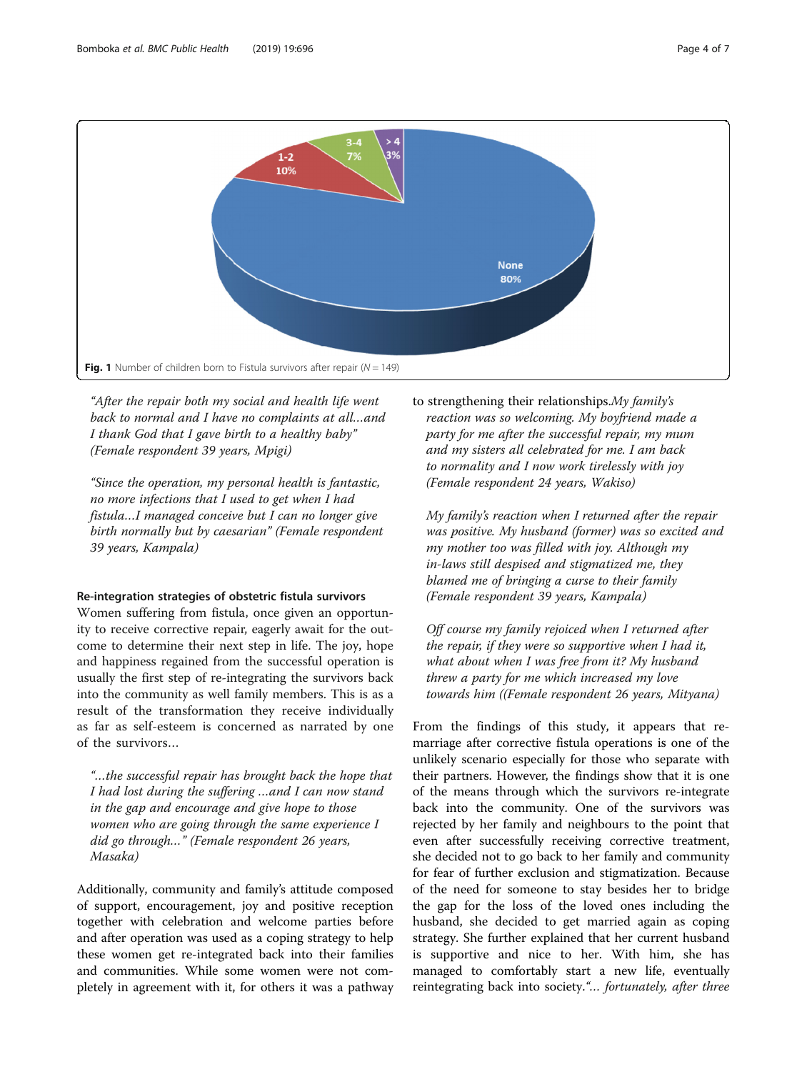Fig. 1 Number of children born to Fistula survivors after repair (N = 149)

> "After the repair both my social and health life went back to normal and I have no complaints at all…and I thank God that I gave birth to a healthy baby" (Female respondent 39 years, Mpigi)

> "Since the operation, my personal health is fantastic, no more infections that I used to get when I had fistula…I managed conceive but I can no longer give birth normally but by caesarian" (Female respondent 39 years, Kampala)

#### Re-integration strategies of obstetric fistula survivors

Women suffering from fistula, once given an opportunity to receive corrective repair, eagerly await for the outcome to determine their next step in life. The joy, hope and happiness regained from the successful operation is usually the first step of re-integrating the survivors back into the community as well family members. This is as a result of the transformation they receive individually as far as self-esteem is concerned as narrated by one of the survivors…

> "…the successful repair has brought back the hope that I had lost during the suffering …and I can now stand in the gap and encourage and give hope to those women who are going through the same experience I did go through…" (Female respondent 26 years, Masaka)

Additionally, community and family's attitude composed of support, encouragement, joy and positive reception together with celebration and welcome parties before and after operation was used as a coping strategy to help these women get re-integrated back into their families and communities. While some women were not completely in agreement with it, for others it was a pathway to strengthening their relationships.

> *My family's reaction was so welcoming. My boyfriend made a party for me after the successful repair, my mum and my sisters all celebrated for me. I am back to normality and I now work tirelessly with joy (Female respondent 24 years, Wakiso)*

> *My family's reaction when I returned after the repair was positive. My husband (former) was so excited and my mother too was filled with joy. Although my in-laws still despised and stigmatized me, they blamed me of bringing a curse to their family (Female respondent 39 years, Kampala)*

> *Off course my family rejoiced when I returned after the repair, if they were so supportive when I had it, what about when I was free from it? My husband threw a party for me which increased my love towards him ((Female respondent 26 years, Mityana)*

From the findings of this study, it appears that re-marriage after corrective fistula operations is one of the unlikely scenario especially for those who separate with their partners. However, the findings show that it is one of the means through which the survivors re-integrate back into the community. One of the survivors was rejected by her family and neighbours to the point that even after successfully receiving corrective treatment, she decided not to go back to her family and community for fear of further exclusion and stigmatization. Because of the need for someone to stay besides her to bridge the gap for the loss of the loved ones including the husband, she decided to get married again as coping strategy. She further explained that her current husband is supportive and nice to her. With him, she has managed to comfortably start a new life, eventually reintegrating back into society. *"… fortunately, after three*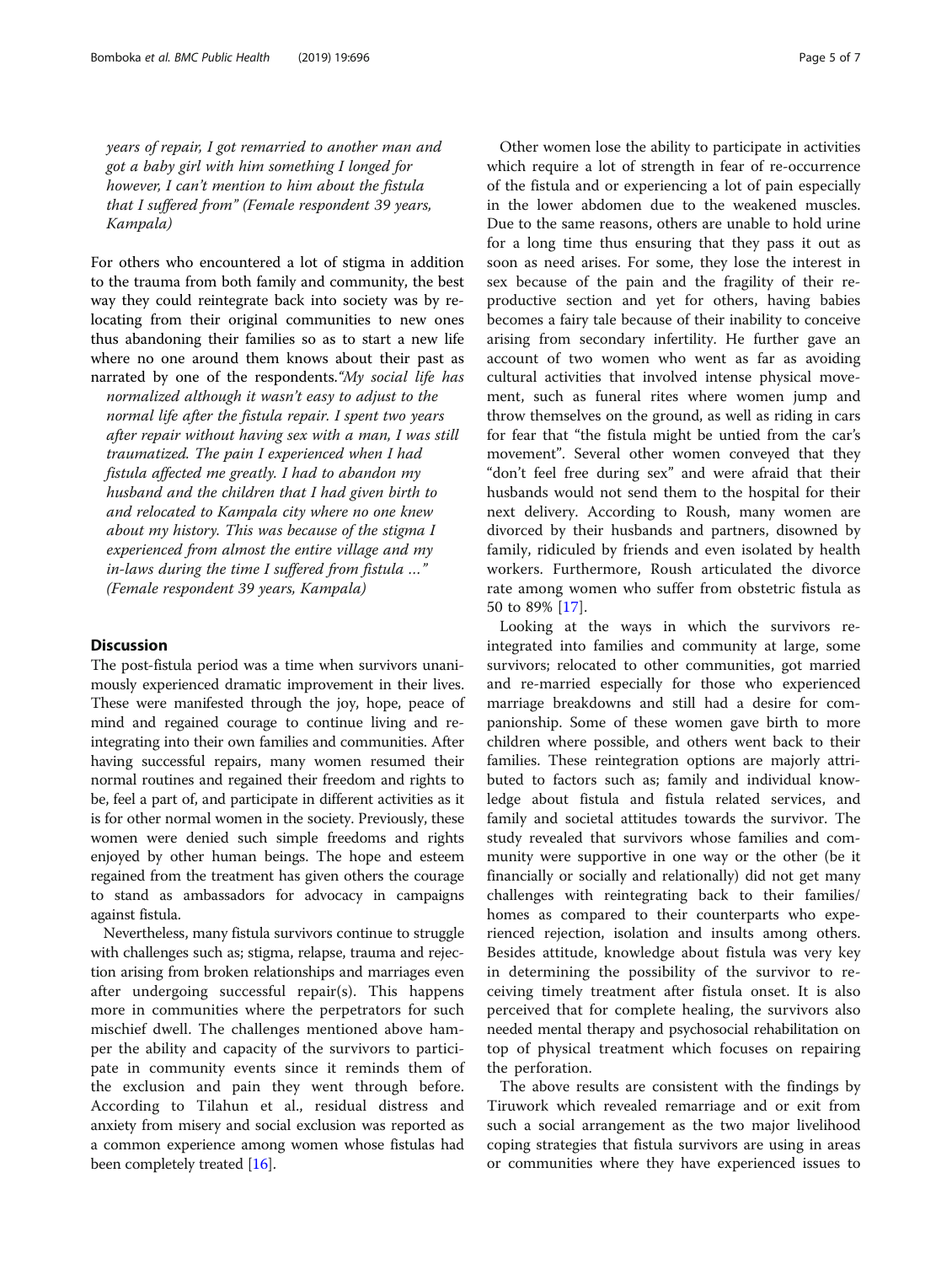*years of repair, I got remarried to another man and got a baby girl with him something I longed for however, I can't mention to him about the fistula that I suffered from" (Female respondent 39 years, Kampala)*

For others who encountered a lot of stigma in addition to the trauma from both family and community, the best way they could reintegrate back into society was by relocating from their original communities to new ones thus abandoning their families so as to start a new life where no one around them knows about their past as narrated by one of the respondents.*"My social life has normalized although it wasn't easy to adjust to the normal life after the fistula repair. I spent two years after repair without having sex with a man, I was still traumatized. The pain I experienced when I had fistula affected me greatly. I had to abandon my husband and the children that I had given birth to and relocated to Kampala city where no one knew about my history. This was because of the stigma I experienced from almost the entire village and my in-laws during the time I suffered from fistula …" (Female respondent 39 years, Kampala)*

## Discussion

The post-fistula period was a time when survivors unanimously experienced dramatic improvement in their lives. These were manifested through the joy, hope, peace of mind and regained courage to continue living and reintegrating into their own families and communities. After having successful repairs, many women resumed their normal routines and regained their freedom and rights to be, feel a part of, and participate in different activities as it is for other normal women in the society. Previously, these women were denied such simple freedoms and rights enjoyed by other human beings. The hope and esteem regained from the treatment has given others the courage to stand as ambassadors for advocacy in campaigns against fistula.

Nevertheless, many fistula survivors continue to struggle with challenges such as; stigma, relapse, trauma and rejection arising from broken relationships and marriages even after undergoing successful repair(s). This happens more in communities where the perpetrators for such mischief dwell. The challenges mentioned above hamper the ability and capacity of the survivors to participate in community events since it reminds them of the exclusion and pain they went through before. According to Tilahun et al., residual distress and anxiety from misery and social exclusion was reported as a common experience among women whose fistulas had been completely treated [16].

Other women lose the ability to participate in activities which require a lot of strength in fear of re-occurrence of the fistula and or experiencing a lot of pain especially in the lower abdomen due to the weakened muscles. Due to the same reasons, others are unable to hold urine for a long time thus ensuring that they pass it out as soon as need arises. For some, they lose the interest in sex because of the pain and the fragility of their reproductive section and yet for others, having babies becomes a fairy tale because of their inability to conceive arising from secondary infertility. He further gave an account of two women who went as far as avoiding cultural activities that involved intense physical movement, such as funeral rites where women jump and throw themselves on the ground, as well as riding in cars for fear that "the fistula might be untied from the car's movement". Several other women conveyed that they "don't feel free during sex" and were afraid that their husbands would not send them to the hospital for their next delivery. According to Roush, many women are divorced by their husbands and partners, disowned by family, ridiculed by friends and even isolated by health workers. Furthermore, Roush articulated the divorce rate among women who suffer from obstetric fistula as 50 to 89% [17].

Looking at the ways in which the survivors reintegrated into families and community at large, some survivors; relocated to other communities, got married and re-married especially for those who experienced marriage breakdowns and still had a desire for companionship. Some of these women gave birth to more children where possible, and others went back to their families. These reintegration options are majorly attributed to factors such as; family and individual knowledge about fistula and fistula related services, and family and societal attitudes towards the survivor. The study revealed that survivors whose families and community were supportive in one way or the other (be it financially or socially and relationally) did not get many challenges with reintegrating back to their families/homes as compared to their counterparts who experienced rejection, isolation and insults among others. Besides attitude, knowledge about fistula was very key in determining the possibility of the survivor to receiving timely treatment after fistula onset. It is also perceived that for complete healing, the survivors also needed mental therapy and psychosocial rehabilitation on top of physical treatment which focuses on repairing the perforation.

The above results are consistent with the findings by Tiruwork which revealed remarriage and or exit from such a social arrangement as the two major livelihood coping strategies that fistula survivors are using in areas or communities where they have experienced issues to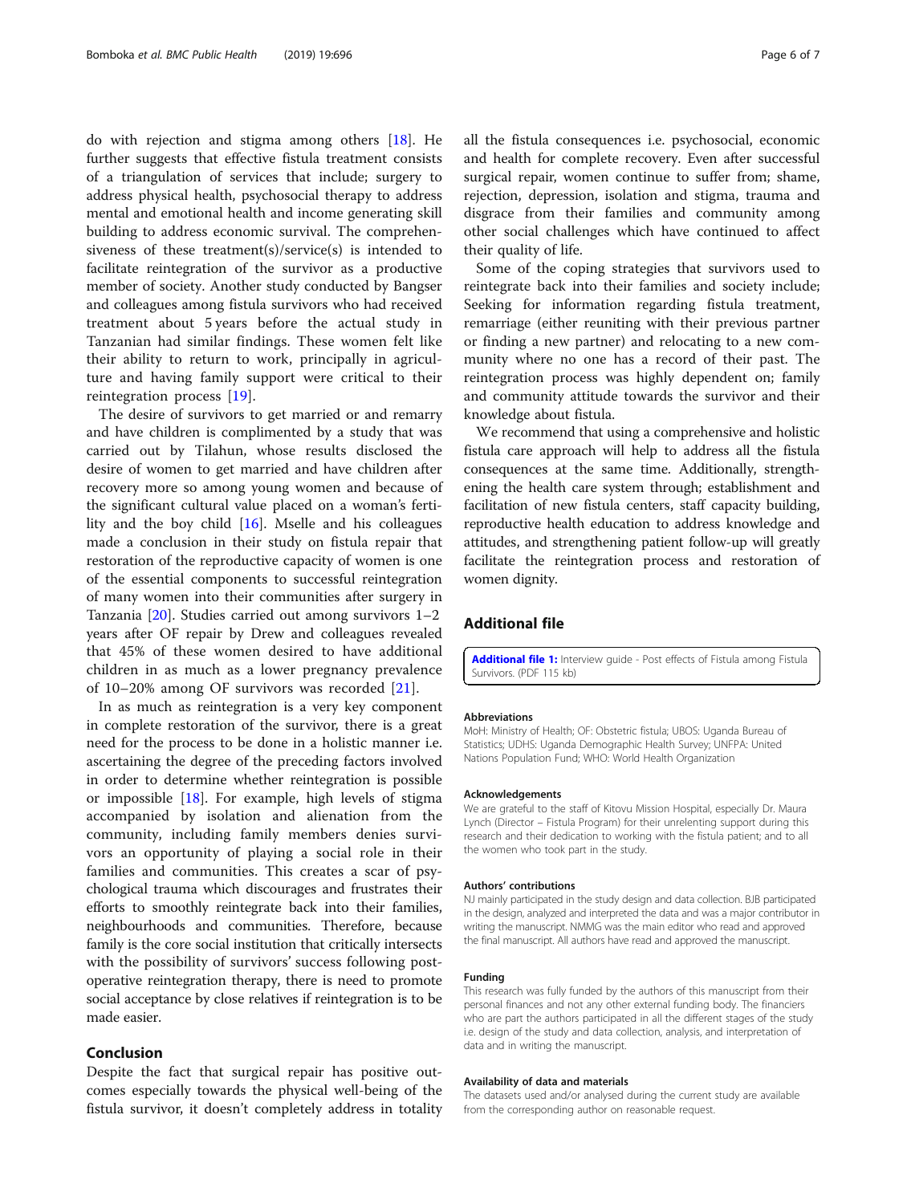do with rejection and stigma among others [18]. He further suggests that effective fistula treatment consists of a triangulation of services that include; surgery to address physical health, psychosocial therapy to address mental and emotional health and income generating skill building to address economic survival. The comprehensiveness of these treatment(s)/service(s) is intended to facilitate reintegration of the survivor as a productive member of society. Another study conducted by Bangser and colleagues among fistula survivors who had received treatment about 5 years before the actual study in Tanzanian had similar findings. These women felt like their ability to return to work, principally in agriculture and having family support were critical to their reintegration process [19].

The desire of survivors to get married or and remarry and have children is complimented by a study that was carried out by Tilahun, whose results disclosed the desire of women to get married and have children after recovery more so among young women and because of the significant cultural value placed on a woman's fertility and the boy child [16]. Mselle and his colleagues made a conclusion in their study on fistula repair that restoration of the reproductive capacity of women is one of the essential components to successful reintegration of many women into their communities after surgery in Tanzania [20]. Studies carried out among survivors 1–2 years after OF repair by Drew and colleagues revealed that 45% of these women desired to have additional children in as much as a lower pregnancy prevalence of 10–20% among OF survivors was recorded [21].

In as much as reintegration is a very key component in complete restoration of the survivor, there is a great need for the process to be done in a holistic manner i.e. ascertaining the degree of the preceding factors involved in order to determine whether reintegration is possible or impossible [18]. For example, high levels of stigma accompanied by isolation and alienation from the community, including family members denies survivors an opportunity of playing a social role in their families and communities. This creates a scar of psychological trauma which discourages and frustrates their efforts to smoothly reintegrate back into their families, neighbourhoods and communities. Therefore, because family is the core social institution that critically intersects with the possibility of survivors' success following post-operative reintegration therapy, there is need to promote social acceptance by close relatives if reintegration is to be made easier.

## Conclusion

Despite the fact that surgical repair has positive outcomes especially towards the physical well-being of the fistula survivor, it doesn't completely address in totality all the fistula consequences i.e. psychosocial, economic and health for complete recovery. Even after successful surgical repair, women continue to suffer from; shame, rejection, depression, isolation and stigma, trauma and disgrace from their families and community among other social challenges which have continued to affect their quality of life.

Some of the coping strategies that survivors used to reintegrate back into their families and society include; Seeking for information regarding fistula treatment, remarriage (either reuniting with their previous partner or finding a new partner) and relocating to a new community where no one has a record of their past. The reintegration process was highly dependent on; family and community attitude towards the survivor and their knowledge about fistula.

We recommend that using a comprehensive and holistic fistula care approach will help to address all the fistula consequences at the same time. Additionally, strengthening the health care system through; establishment and facilitation of new fistula centers, staff capacity building, reproductive health education to address knowledge and attitudes, and strengthening patient follow-up will greatly facilitate the reintegration process and restoration of women dignity.

## Additional file

**Additional file 1:** Interview guide - Post effects of Fistula among Fistula Survivors. (PDF 115 kb)

#### Abbreviations

MoH: Ministry of Health; OF: Obstetric fistula; UBOS: Uganda Bureau of Statistics; UDHS: Uganda Demographic Health Survey; UNFPA: United Nations Population Fund; WHO: World Health Organization

#### Acknowledgements

We are grateful to the staff of Kitovu Mission Hospital, especially Dr. Maura Lynch (Director – Fistula Program) for their unrelenting support during this research and their dedication to working with the fistula patient; and to all the women who took part in the study.

#### Authors' contributions

NJ mainly participated in the study design and data collection. BJB participated in the design, analyzed and interpreted the data and was a major contributor in writing the manuscript. NMMG was the main editor who read and approved the final manuscript. All authors have read and approved the manuscript.

#### Funding

This research was fully funded by the authors of this manuscript from their personal finances and not any other external funding body. The financiers who are part the authors participated in all the different stages of the study i.e. design of the study and data collection, analysis, and interpretation of data and in writing the manuscript.

#### Availability of data and materials

The datasets used and/or analysed during the current study are available from the corresponding author on reasonable request.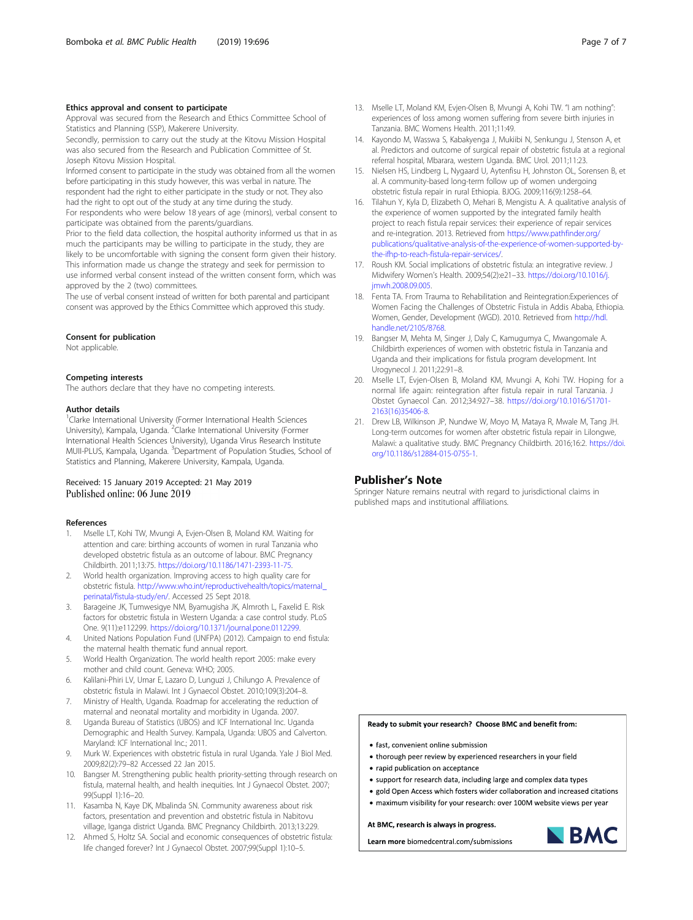### Ethics approval and consent to participate

Approval was secured from the Research and Ethics Committee School of Statistics and Planning (SSP), Makerere University.

Secondly, permission to carry out the study at the Kitovu Mission Hospital was also secured from the Research and Publication Committee of St. Joseph Kitovu Mission Hospital.

Informed consent to participate in the study was obtained from all the women before participating in this study however, this was verbal in nature. The respondent had the right to either participate in the study or not. They also had the right to opt out of the study at any time during the study.

For respondents who were below 18 years of age (minors), verbal consent to participate was obtained from the parents/guardians.

Prior to the field data collection, the hospital authority informed us that in as much the participants may be willing to participate in the study, they are likely to be uncomfortable with signing the consent form given their history. This information made us change the strategy and seek for permission to use informed verbal consent instead of the written consent form, which was approved by the 2 (two) committees.

The use of verbal consent instead of written for both parental and participant consent was approved by the Ethics Committee which approved this study.

### Consent for publication

Not applicable.

### Competing interests

The authors declare that they have no competing interests.

### Author details

[1]Clarke International University (Former International Health Sciences University), Kampala, Uganda. [2]Clarke International University (Former International Health Sciences University), Uganda Virus Research Institute MUII-PLUS, Kampala, Uganda. [3]Department of Population Studies, School of Statistics and Planning, Makerere University, Kampala, Uganda.

Received: 15 January 2019 Accepted: 21 May 2019
Published online: 06 June 2019

### References

1. Mselle LT, Kohi TW, Mvungi A, Evjen-Olsen B, Moland KM. Waiting for attention and care: birthing accounts of women in rural Tanzania who developed obstetric fistula as an outcome of labour. BMC Pregnancy Childbirth. 2011;13:75. https://doi.org/10.1186/1471-2393-11-75.
2. World health organization. Improving access to high quality care for obstetric fistula. http://www.who.int/reproductivehealth/topics/maternal_perinatal/fistula-study/en/. Accessed 25 Sept 2018.
3. Barageine JK, Tumwesigye NM, Byamugisha JK, Almroth L, Faxelid E. Risk factors for obstetric fistula in Western Uganda: a case control study. PLoS One. 9(11):e112299. https://doi.org/10.1371/journal.pone.0112299.
4. United Nations Population Fund (UNFPA) (2012). Campaign to end fistula: the maternal health thematic fund annual report.
5. World Health Organization. The world health report 2005: make every mother and child count. Geneva: WHO; 2005.
6. Kalilani-Phiri LV, Umar E, Lazaro D, Lunguzi J, Chilungo A. Prevalence of obstetric fistula in Malawi. Int J Gynaecol Obstet. 2010;109(3):204–8.
7. Ministry of Health, Uganda. Roadmap for accelerating the reduction of maternal and neonatal mortality and morbidity in Uganda. 2007.
8. Uganda Bureau of Statistics (UBOS) and ICF International Inc. Uganda Demographic and Health Survey. Kampala, Uganda: UBOS and Calverton. Maryland: ICF International Inc.; 2011.
9. Murk W. Experiences with obstetric fistula in rural Uganda. Yale J Biol Med. 2009;82(2):79–82 Accessed 22 Jan 2015.
10. Bangser M. Strengthening public health priority-setting through research on fistula, maternal health, and health inequities. Int J Gynaecol Obstet. 2007; 99(Suppl 1):16–20.
11. Kasamba N, Kaye DK, Mbalinda SN. Community awareness about risk factors, presentation and prevention and obstetric fistula in Nabitovu village, Iganga district Uganda. BMC Pregnancy Childbirth. 2013;13:229.
12. Ahmed S, Holtz SA. Social and economic consequences of obstetric fistula: life changed forever? Int J Gynaecol Obstet. 2007;99(Suppl 1):10–5.
13. Mselle LT, Moland KM, Evjen-Olsen B, Mvungi A, Kohi TW. "I am nothing": experiences of loss among women suffering from severe birth injuries in Tanzania. BMC Womens Health. 2011;11:49.
14. Kayondo M, Wasswa S, Kabakyenga J, Mukiibi N, Senkungu J, Stenson A, et al. Predictors and outcome of surgical repair of obstetric fistula at a regional referral hospital, Mbarara, western Uganda. BMC Urol. 2011;11:23.
15. Nielsen HS, Lindberg L, Nygaard U, Aytenfisu H, Johnston OL, Sorensen B, et al. A community-based long-term follow up of women undergoing obstetric fistula repair in rural Ethiopia. BJOG. 2009;116(9):1258–64.
16. Tilahun Y, Kyla D, Elizabeth O, Mehari B, Mengistu A. A qualitative analysis of the experience of women supported by the integrated family health project to reach fistula repair services: their experience of repair services and re-integration. 2013. Retrieved from https://www.pathfinder.org/publications/qualitative-analysis-of-the-experience-of-women-supported-by-the-ifhp-to-reach-fistula-repair-services/.
17. Roush KM. Social implications of obstetric fistula: an integrative review. J Midwifery Women's Health. 2009;54(2):e21–33. https://doi.org/10.1016/j.jmwh.2008.09.005.
18. Fenta TA. From Trauma to Rehabilitation and Reintegration:Experiences of Women Facing the Challenges of Obstetric Fistula in Addis Ababa, Ethiopia. Women, Gender, Development (WGD). 2010. Retrieved from http://hdl.handle.net/2105/8768.
19. Bangser M, Mehta M, Singer J, Daly C, Kamugumya C, Mwangomale A. Childbirth experiences of women with obstetric fistula in Tanzania and Uganda and their implications for fistula program development. Int Urogynecol J. 2011;22:91–8.
20. Mselle LT, Evjen-Olsen B, Moland KM, Mvungi A, Kohi TW. Hoping for a normal life again: reintegration after fistula repair in rural Tanzania. J Obstet Gynaecol Can. 2012;34:927–38. https://doi.org/10.1016/S1701-2163(16)35406-8.
21. Drew LB, Wilkinson JP, Nundwe W, Moyo M, Mataya R, Mwale M, Tang JH. Long-term outcomes for women after obstetric fistula repair in Lilongwe, Malawi: a qualitative study. BMC Pregnancy Childbirth. 2016;16:2. https://doi.org/10.1186/s12884-015-0755-1.

## Publisher's Note

Springer Nature remains neutral with regard to jurisdictional claims in published maps and institutional affiliations.

**Ready to submit your research? Choose BMC and benefit from:**

- fast, convenient online submission
- thorough peer review by experienced researchers in your field
- rapid publication on acceptance
- support for research data, including large and complex data types
- gold Open Access which fosters wider collaboration and increased citations
- maximum visibility for your research: over 100M website views per year

**At BMC, research is always in progress.**

**Learn more** biomedcentral.com/submissions

BMC